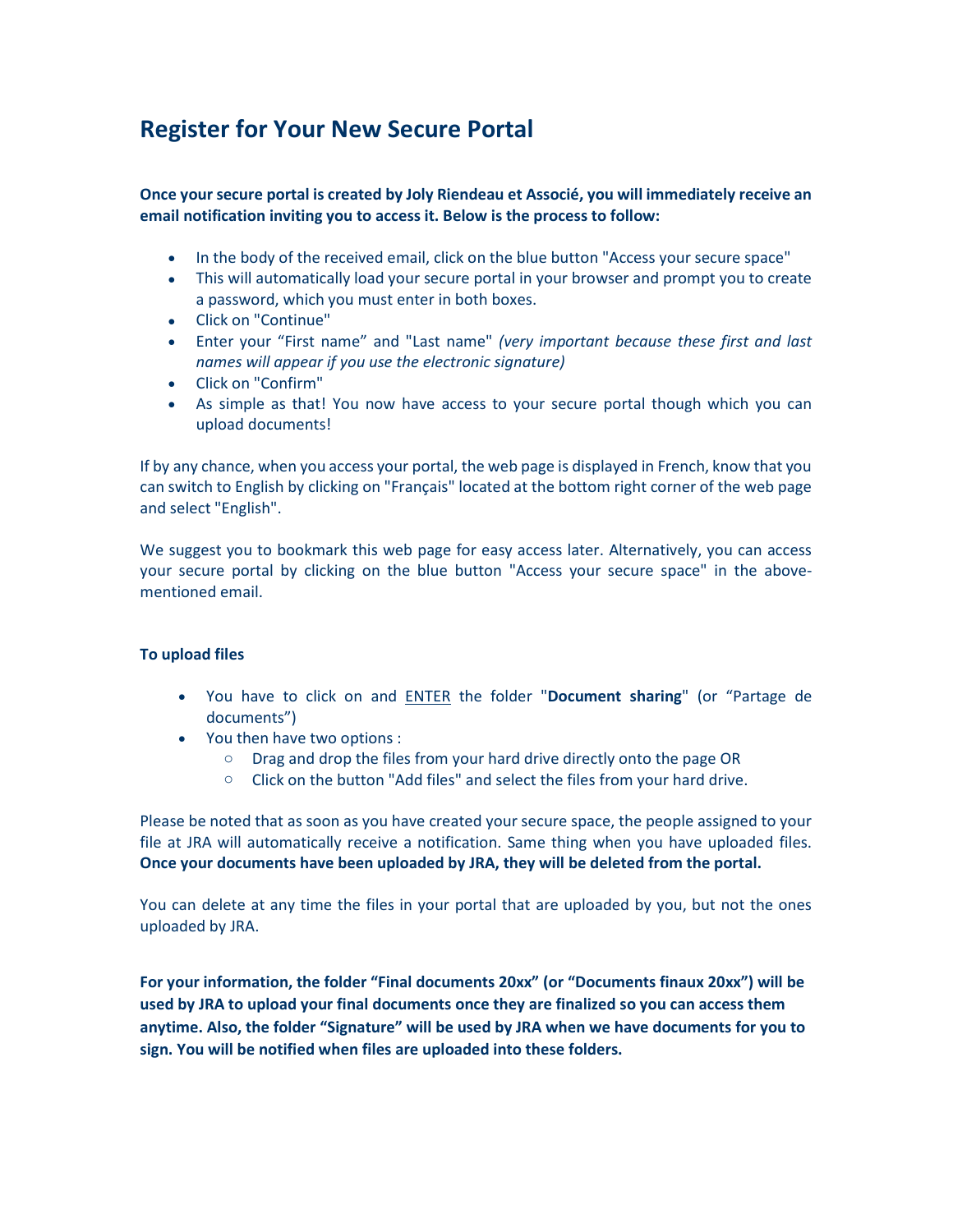# Register for Your New Secure Portal

**Once your secure portal is created by Joly Riendeau et Associé, you will immediately receive an email notification inviting you to access it. Below is the process to follow:**

- In the body of the received email, click on the blue button "Access your secure space"
- This will automatically load your secure portal in your browser and prompt you to create a password, which you must enter in both boxes.
- Click on "Continue"
- Enter your "First name" and "Last name" *(very important because these first and last names will appear if you use the electronic signature)*
- Click on "Confirm"
- As simple as that! You now have access to your secure portal though which you can upload documents!

If by any chance, when you access your portal, the web page is displayed in French, know that you can switch to English by clicking on "Français" located at the bottom right corner of the web page and select "English".

We suggest you to bookmark this web page for easy access later. Alternatively, you can access your secure portal by clicking on the blue button "Access your secure space" in the above-mentioned email.

**To upload files**

- You have to click on and <u>ENTER</u> the folder "**Document sharing**" (or "Partage de documents")
- You then have two options :
  - Drag and drop the files from your hard drive directly onto the page OR
  - Click on the button "Add files" and select the files from your hard drive.

Please be noted that as soon as you have created your secure space, the people assigned to your file at JRA will automatically receive a notification. Same thing when you have uploaded files. **Once your documents have been uploaded by JRA, they will be deleted from the portal.**

You can delete at any time the files in your portal that are uploaded by you, but not the ones uploaded by JRA.

**For your information, the folder "Final documents 20xx" (or "Documents finaux 20xx") will be used by JRA to upload your final documents once they are finalized so you can access them anytime. Also, the folder "Signature" will be used by JRA when we have documents for you to sign. You will be notified when files are uploaded into these folders.**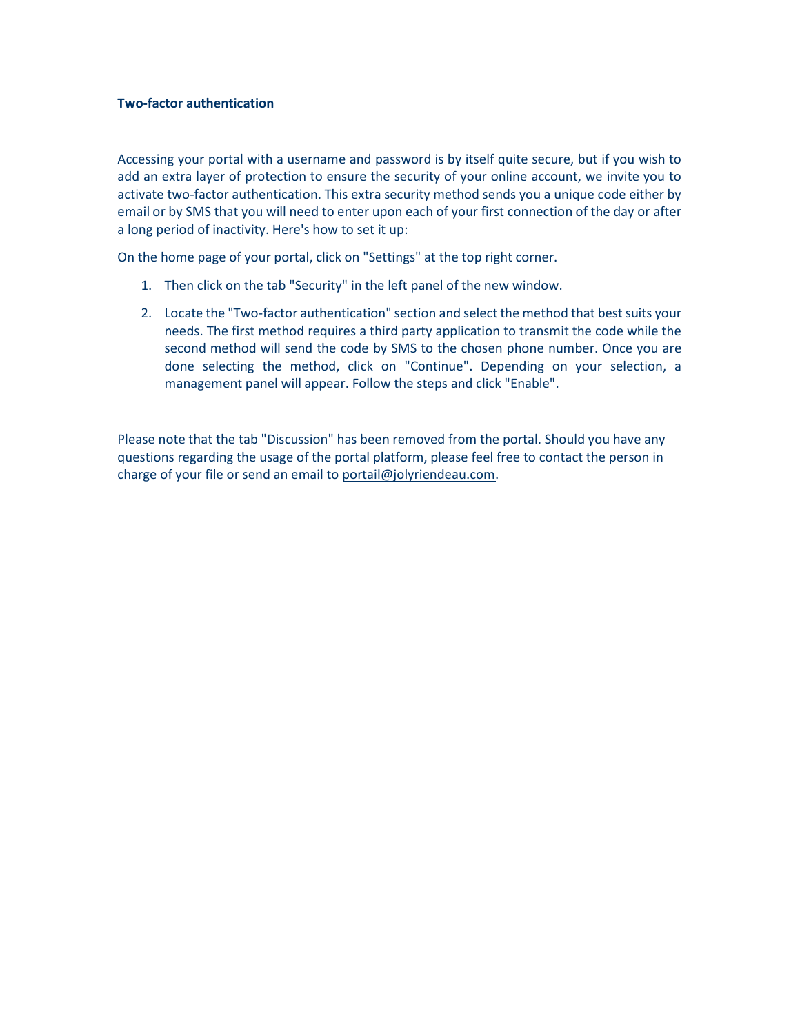**Two-factor authentication**

Accessing your portal with a username and password is by itself quite secure, but if you wish to add an extra layer of protection to ensure the security of your online account, we invite you to activate two-factor authentication. This extra security method sends you a unique code either by email or by SMS that you will need to enter upon each of your first connection of the day or after a long period of inactivity. Here's how to set it up:

On the home page of your portal, click on "Settings" at the top right corner.

1. Then click on the tab "Security" in the left panel of the new window.
2. Locate the "Two-factor authentication" section and select the method that best suits your needs. The first method requires a third party application to transmit the code while the second method will send the code by SMS to the chosen phone number. Once you are done selecting the method, click on "Continue". Depending on your selection, a management panel will appear. Follow the steps and click "Enable".

Please note that the tab "Discussion" has been removed from the portal. Should you have any questions regarding the usage of the portal platform, please feel free to contact the person in charge of your file or send an email to portail@jolyriendeau.com.